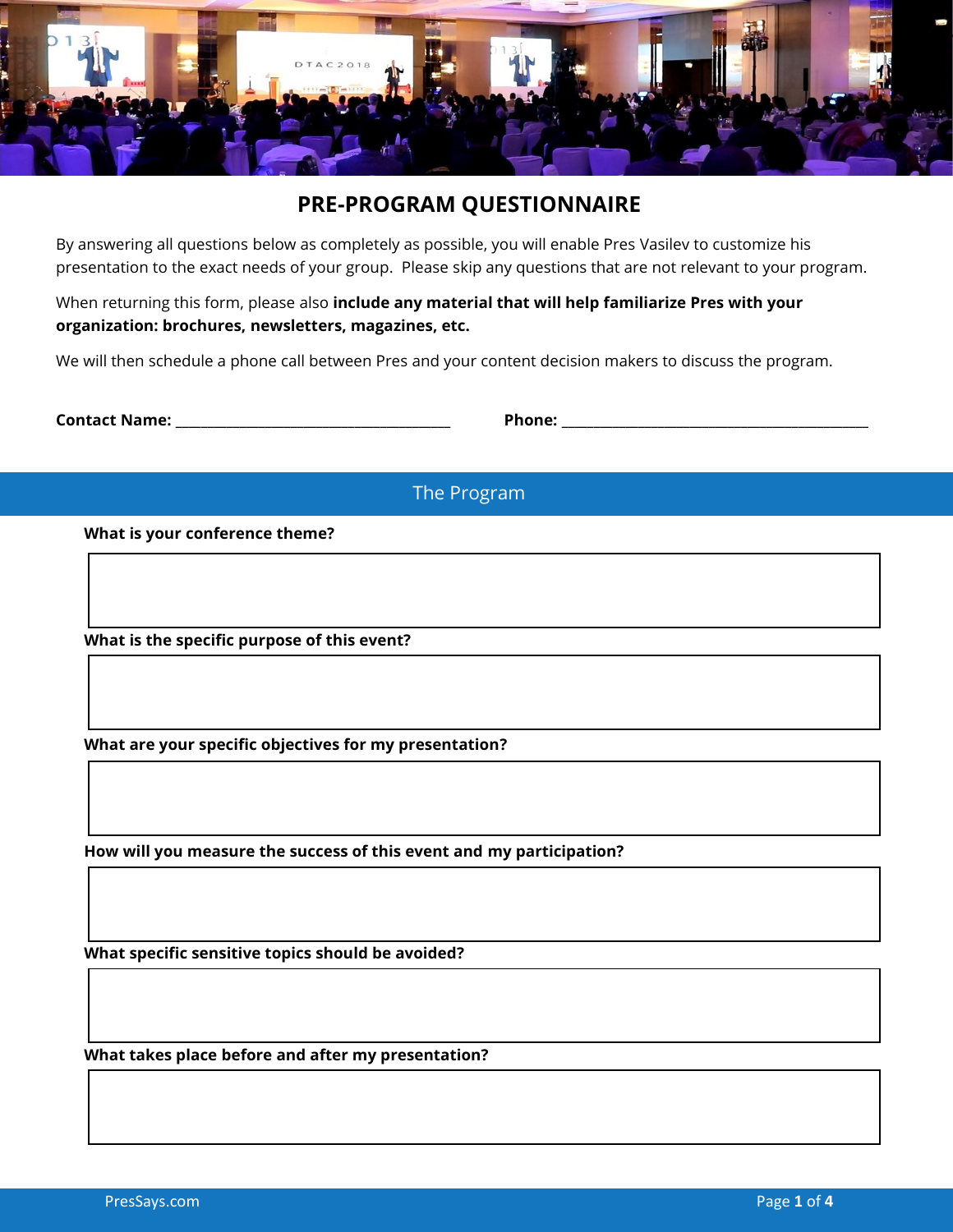# PRE-PROGRAM QUESTIONNAIRE

By answering all questions below as completely as possible, you will enable Pres Vasilev to customize his presentation to the exact needs of your group. Please skip any questions that are not relevant to your program.

When returning this form, please also **include any material that will help familiarize Pres with your organization: brochures, newsletters, magazines, etc.**

We will then schedule a phone call between Pres and your content decision makers to discuss the program.

**Contact Name:** ______________________________ **Phone:** ______________________________

## The Program

**What is your conference theme?**

**What is the specific purpose of this event?**

**What are your specific objectives for my presentation?**

**How will you measure the success of this event and my participation?**

**What specific sensitive topics should be avoided?**

**What takes place before and after my presentation?**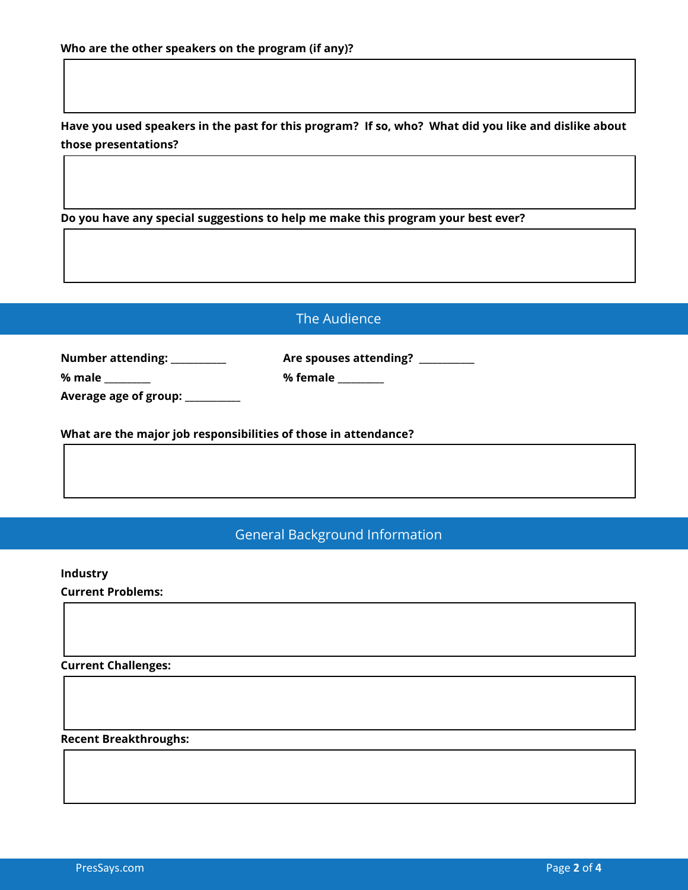**Who are the other speakers on the program (if any)?**

**Have you used speakers in the past for this program? If so, who? What did you like and dislike about those presentations?**

**Do you have any special suggestions to help me make this program your best ever?**

## The Audience

**Number attending:** __________

**Are spouses attending?** __________

**% male** ________

**% female** ________

**Average age of group:** __________

**What are the major job responsibilities of those in attendance?**

## General Background Information

**Industry**

**Current Problems:**

**Current Challenges:**

**Recent Breakthroughs:**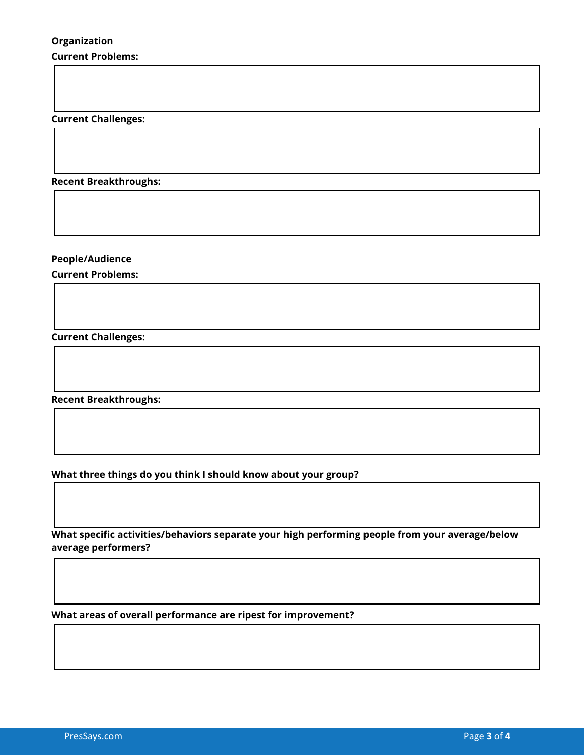**Organization**

**Current Problems:**

**Current Challenges:**

**Recent Breakthroughs:**

**People/Audience**

**Current Problems:**

**Current Challenges:**

**Recent Breakthroughs:**

**What three things do you think I should know about your group?**

**What specific activities/behaviors separate your high performing people from your average/below average performers?**

**What areas of overall performance are ripest for improvement?**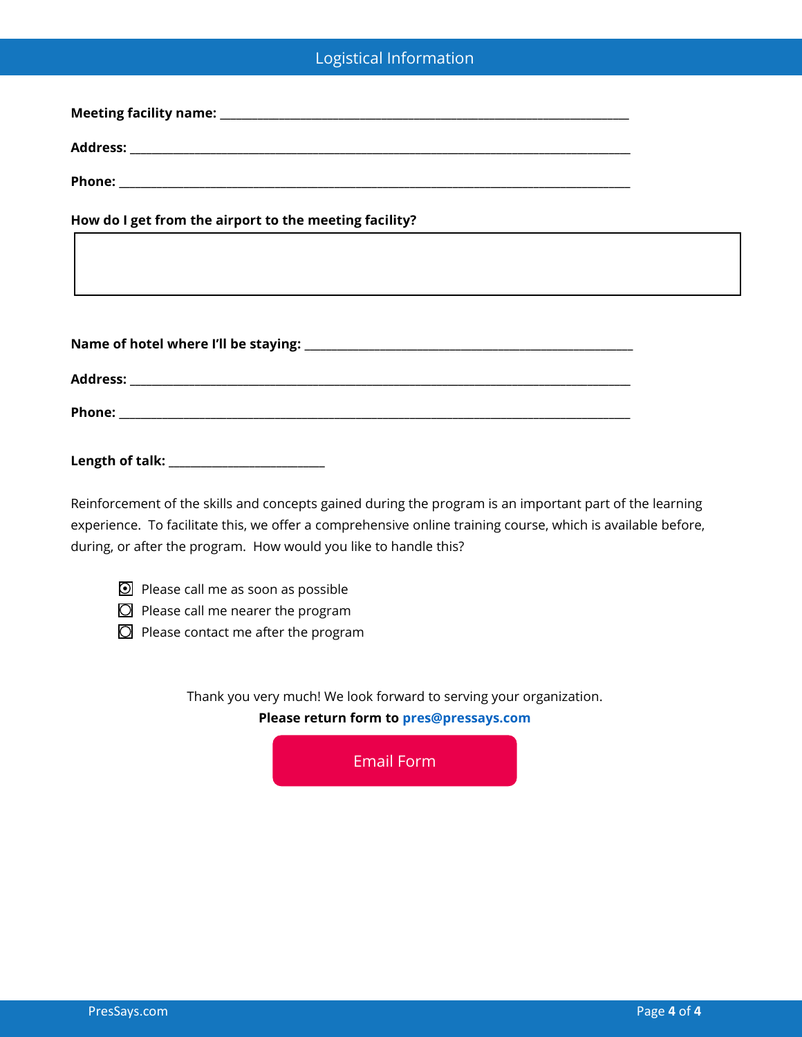## Logistical Information

**Meeting facility name:** ___________________________________________________________

**Address:** ___________________________________________________________________

**Phone:** _____________________________________________________________________

**How do I get from the airport to the meeting facility?**

**Name of hotel where I'll be staying:** _______________________________________________

**Address:** ___________________________________________________________________

**Phone:** _____________________________________________________________________

**Length of talk:** _______________________

Reinforcement of the skills and concepts gained during the program is an important part of the learning experience. To facilitate this, we offer a comprehensive online training course, which is available before, during, or after the program. How would you like to handle this?

- [x] Please call me as soon as possible
- [ ] Please call me nearer the program
- [ ] Please contact me after the program

Thank you very much! We look forward to serving your organization.

**Please return form to pres@pressays.com**

Email Form

PresSays.com